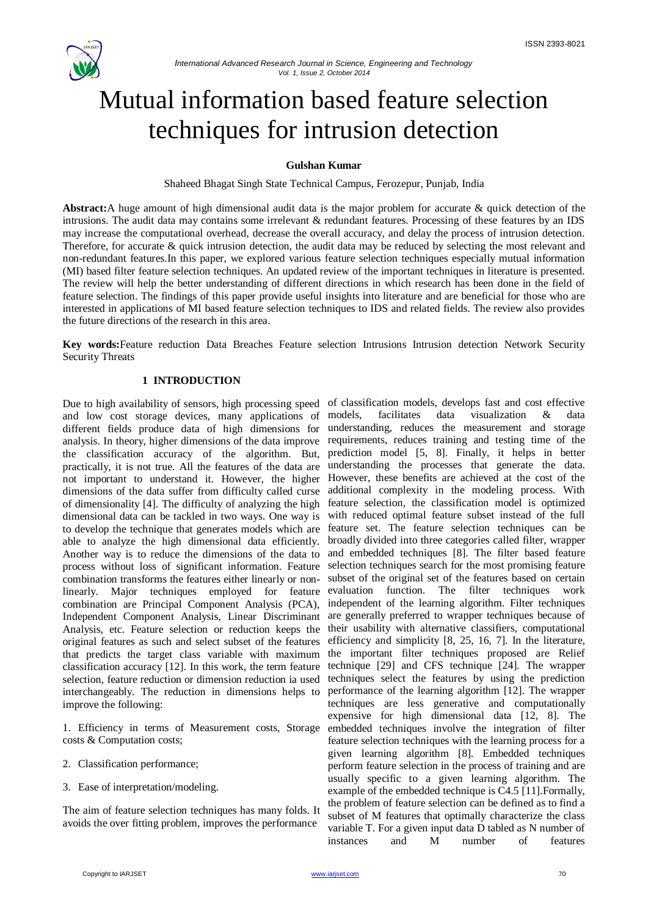# Mutual information based feature selection techniques for intrusion detection

**Gulshan Kumar**

Shaheed Bhagat Singh State Technical Campus, Ferozepur, Punjab, India

**Abstract:**A huge amount of high dimensional audit data is the major problem for accurate & quick detection of the intrusions. The audit data may contains some irrelevant & redundant features. Processing of these features by an IDS may increase the computational overhead, decrease the overall accuracy, and delay the process of intrusion detection. Therefore, for accurate & quick intrusion detection, the audit data may be reduced by selecting the most relevant and non-redundant features.In this paper, we explored various feature selection techniques especially mutual information (MI) based filter feature selection techniques. An updated review of the important techniques in literature is presented. The review will help the better understanding of different directions in which research has been done in the field of feature selection. The findings of this paper provide useful insights into literature and are beneficial for those who are interested in applications of MI based feature selection techniques to IDS and related fields. The review also provides the future directions of the research in this area.

**Key words:**Feature reduction Data Breaches Feature selection Intrusions Intrusion detection Network Security Security Threats

## 1 INTRODUCTION

Due to high availability of sensors, high processing speed and low cost storage devices, many applications of different fields produce data of high dimensions for analysis. In theory, higher dimensions of the data improve the classification accuracy of the algorithm. But, practically, it is not true. All the features of the data are not important to understand it. However, the higher dimensions of the data suffer from difficulty called curse of dimensionality [4]. The difficulty of analyzing the high dimensional data can be tackled in two ways. One way is to develop the technique that generates models which are able to analyze the high dimensional data efficiently. Another way is to reduce the dimensions of the data to process without loss of significant information. Feature combination transforms the features either linearly or non-linearly. Major techniques employed for feature combination are Principal Component Analysis (PCA), Independent Component Analysis, Linear Discriminant Analysis, etc. Feature selection or reduction keeps the original features as such and select subset of the features that predicts the target class variable with maximum classification accuracy [12]. In this work, the term feature selection, feature reduction or dimension reduction ia used interchangeably. The reduction in dimensions helps to improve the following:

1. Efficiency in terms of Measurement costs, Storage costs & Computation costs;
2. Classification performance;
3. Ease of interpretation/modeling.

The aim of feature selection techniques has many folds. It avoids the over fitting problem, improves the performance of classification models, develops fast and cost effective models, facilitates data visualization & data understanding, reduces the measurement and storage requirements, reduces training and testing time of the prediction model [5, 8]. Finally, it helps in better understanding the processes that generate the data. However, these benefits are achieved at the cost of the additional complexity in the modeling process. With feature selection, the classification model is optimized with reduced optimal feature subset instead of the full feature set. The feature selection techniques can be broadly divided into three categories called filter, wrapper and embedded techniques [8]. The filter based feature selection techniques search for the most promising feature subset of the original set of the features based on certain evaluation function. The filter techniques work independent of the learning algorithm. Filter techniques are generally preferred to wrapper techniques because of their usability with alternative classifiers, computational efficiency and simplicity [8, 25, 16, 7]. In the literature, the important filter techniques proposed are Relief technique [29] and CFS technique [24]. The wrapper techniques select the features by using the prediction performance of the learning algorithm [12]. The wrapper techniques are less generative and computationally expensive for high dimensional data [12, 8]. The embedded techniques involve the integration of filter feature selection techniques with the learning process for a given learning algorithm [8]. Embedded techniques perform feature selection in the process of training and are usually specific to a given learning algorithm. The example of the embedded technique is C4.5 [11].Formally, the problem of feature selection can be defined as to find a subset of M features that optimally characterize the class variable T. For a given input data D tabled as N number of instances and M number of features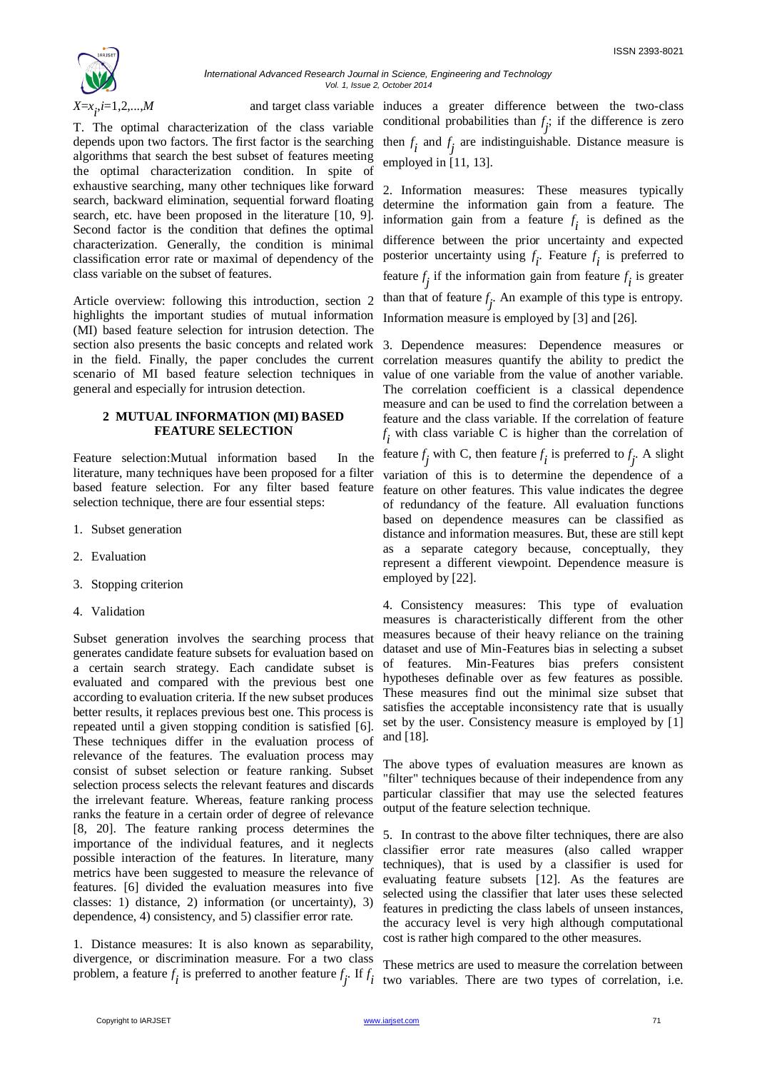$X=x_i, i=1,2,...,M$ and target class variable T. The optimal characterization of the class variable depends upon two factors. The first factor is the searching algorithms that search the best subset of features meeting the optimal characterization condition. In spite of exhaustive searching, many other techniques like forward search, backward elimination, sequential forward floating search, etc. have been proposed in the literature [10, 9]. Second factor is the condition that defines the optimal characterization. Generally, the condition is minimal classification error rate or maximal of dependency of the class variable on the subset of features.

Article overview: following this introduction, section 2 highlights the important studies of mutual information (MI) based feature selection for intrusion detection. The section also presents the basic concepts and related work in the field. Finally, the paper concludes the current scenario of MI based feature selection techniques in general and especially for intrusion detection.

## 2 MUTUAL INFORMATION (MI) BASED FEATURE SELECTION

Feature selection:Mutual information based In the literature, many techniques have been proposed for a filter based feature selection. For any filter based feature selection technique, there are four essential steps:

1. Subset generation
2. Evaluation
3. Stopping criterion
4. Validation

Subset generation involves the searching process that generates candidate feature subsets for evaluation based on a certain search strategy. Each candidate subset is evaluated and compared with the previous best one according to evaluation criteria. If the new subset produces better results, it replaces previous best one. This process is repeated until a given stopping condition is satisfied [6]. These techniques differ in the evaluation process of relevance of the features. The evaluation process may consist of subset selection or feature ranking. Subset selection process selects the relevant features and discards the irrelevant feature. Whereas, feature ranking process ranks the feature in a certain order of degree of relevance [8, 20]. The feature ranking process determines the importance of the individual features, and it neglects possible interaction of the features. In literature, many metrics have been suggested to measure the relevance of features. [6] divided the evaluation measures into five classes: 1) distance, 2) information (or uncertainty), 3) dependence, 4) consistency, and 5) classifier error rate.

1. Distance measures: It is also known as separability, divergence, or discrimination measure. For a two class problem, a feature $f_i$ is preferred to another feature $f_j$. If $f_i$ induces a greater difference between the two-class conditional probabilities than $f_j$; if the difference is zero then $f_i$ and $f_j$ are indistinguishable. Distance measure is employed in [11, 13].

2. Information measures: These measures typically determine the information gain from a feature. The information gain from a feature $f_i$ is defined as the difference between the prior uncertainty and expected posterior uncertainty using $f_i$. Feature $f_i$ is preferred to feature $f_j$ if the information gain from feature $f_i$ is greater than that of feature $f_j$. An example of this type is entropy. Information measure is employed by [3] and [26].

3. Dependence measures: Dependence measures or correlation measures quantify the ability to predict the value of one variable from the value of another variable. The correlation coefficient is a classical dependence measure and can be used to find the correlation between a feature and the class variable. If the correlation of feature $f_i$ with class variable C is higher than the correlation of feature $f_j$ with C, then feature $f_i$ is preferred to $f_j$. A slight variation of this is to determine the dependence of a feature on other features. This value indicates the degree of redundancy of the feature. All evaluation functions based on dependence measures can be classified as distance and information measures. But, these are still kept as a separate category because, conceptually, they represent a different viewpoint. Dependence measure is employed by [22].

4. Consistency measures: This type of evaluation measures is characteristically different from the other measures because of their heavy reliance on the training dataset and use of Min-Features bias in selecting a subset of features. Min-Features bias prefers consistent hypotheses definable over as few features as possible. These measures find out the minimal size subset that satisfies the acceptable inconsistency rate that is usually set by the user. Consistency measure is employed by [1] and [18].

The above types of evaluation measures are known as "filter" techniques because of their independence from any particular classifier that may use the selected features output of the feature selection technique.

5. In contrast to the above filter techniques, there are also classifier error rate measures (also called wrapper techniques), that is used by a classifier is used for evaluating feature subsets [12]. As the features are selected using the classifier that later uses these selected features in predicting the class labels of unseen instances, the accuracy level is very high although computational cost is rather high compared to the other measures.

These metrics are used to measure the correlation between two variables. There are two types of correlation, i.e.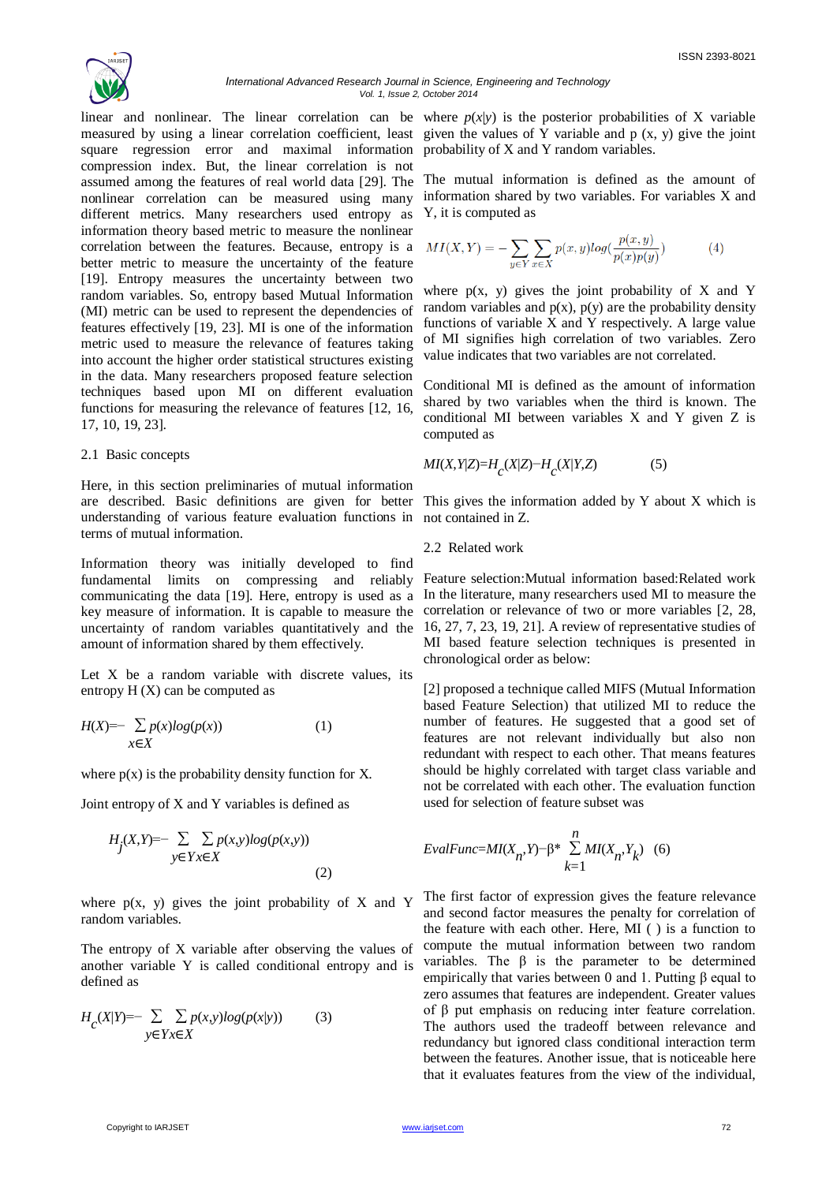linear and nonlinear. The linear correlation can be measured by using a linear correlation coefficient, least square regression error and maximal information compression index. But, the linear correlation is not assumed among the features of real world data [29]. The nonlinear correlation can be measured using many different metrics. Many researchers used entropy as information theory based metric to measure the nonlinear correlation between the features. Because, entropy is a better metric to measure the uncertainty of the feature [19]. Entropy measures the uncertainty between two random variables. So, entropy based Mutual Information (MI) metric can be used to represent the dependencies of features effectively [19, 23]. MI is one of the information metric used to measure the relevance of features taking into account the higher order statistical structures existing in the data. Many researchers proposed feature selection techniques based upon MI on different evaluation functions for measuring the relevance of features [12, 16, 17, 10, 19, 23].

### 2.1 Basic concepts

Here, in this section preliminaries of mutual information are described. Basic definitions are given for better understanding of various feature evaluation functions in terms of mutual information.

Information theory was initially developed to find fundamental limits on compressing and reliably communicating the data [19]. Here, entropy is used as a key measure of information. It is capable to measure the uncertainty of random variables quantitatively and the amount of information shared by them effectively.

Let X be a random variable with discrete values, its entropy H (X) can be computed as

$$H(X)=-\sum_{x\in X} p(x)log(p(x)) \qquad (1)$$

where p(x) is the probability density function for X.

Joint entropy of X and Y variables is defined as

$$H_j(X,Y)=-\sum_{y\in Y}\sum_{x\in X} p(x,y)log(p(x,y)) \qquad (2)$$

where p(x, y) gives the joint probability of X and Y random variables.

The entropy of X variable after observing the values of another variable Y is called conditional entropy and is defined as

$$H_c(X|Y)=-\sum_{y\in Y}\sum_{x\in X} p(x,y)log(p(x|y)) \qquad (3)$$

where $p(x|y)$ is the posterior probabilities of X variable given the values of Y variable and p (x, y) give the joint probability of X and Y random variables.

The mutual information is defined as the amount of information shared by two variables. For variables X and Y, it is computed as

$$MI(X,Y) = -\sum_{y\in Y}\sum_{x\in X} p(x,y)log(\frac{p(x,y)}{p(x)p(y)}) \qquad (4)$$

where p(x, y) gives the joint probability of X and Y random variables and p(x), p(y) are the probability density functions of variable X and Y respectively. A large value of MI signifies high correlation of two variables. Zero value indicates that two variables are not correlated.

Conditional MI is defined as the amount of information shared by two variables when the third is known. The conditional MI between variables X and Y given Z is computed as

$$MI(X,Y|Z)=H_c(X|Z)-H_c(X|Y,Z) \qquad (5)$$

This gives the information added by Y about X which is not contained in Z.

### 2.2 Related work

Feature selection:Mutual information based:Related work In the literature, many researchers used MI to measure the correlation or relevance of two or more variables [2, 28, 16, 27, 7, 23, 19, 21]. A review of representative studies of MI based feature selection techniques is presented in chronological order as below:

[2] proposed a technique called MIFS (Mutual Information based Feature Selection) that utilized MI to reduce the number of features. He suggested that a good set of features are not relevant individually but also non redundant with respect to each other. That means features should be highly correlated with target class variable and not be correlated with each other. The evaluation function used for selection of feature subset was

$$EvalFunc=MI(X_n,Y)-\beta * \sum_{k=1}^{n} MI(X_n,Y_k) \quad (6)$$

The first factor of expression gives the feature relevance and second factor measures the penalty for correlation of the feature with each other. Here, MI ( ) is a function to compute the mutual information between two random variables. The β is the parameter to be determined empirically that varies between 0 and 1. Putting β equal to zero assumes that features are independent. Greater values of β put emphasis on reducing inter feature correlation. The authors used the tradeoff between relevance and redundancy but ignored class conditional interaction term between the features. Another issue, that is noticeable here that it evaluates features from the view of the individual,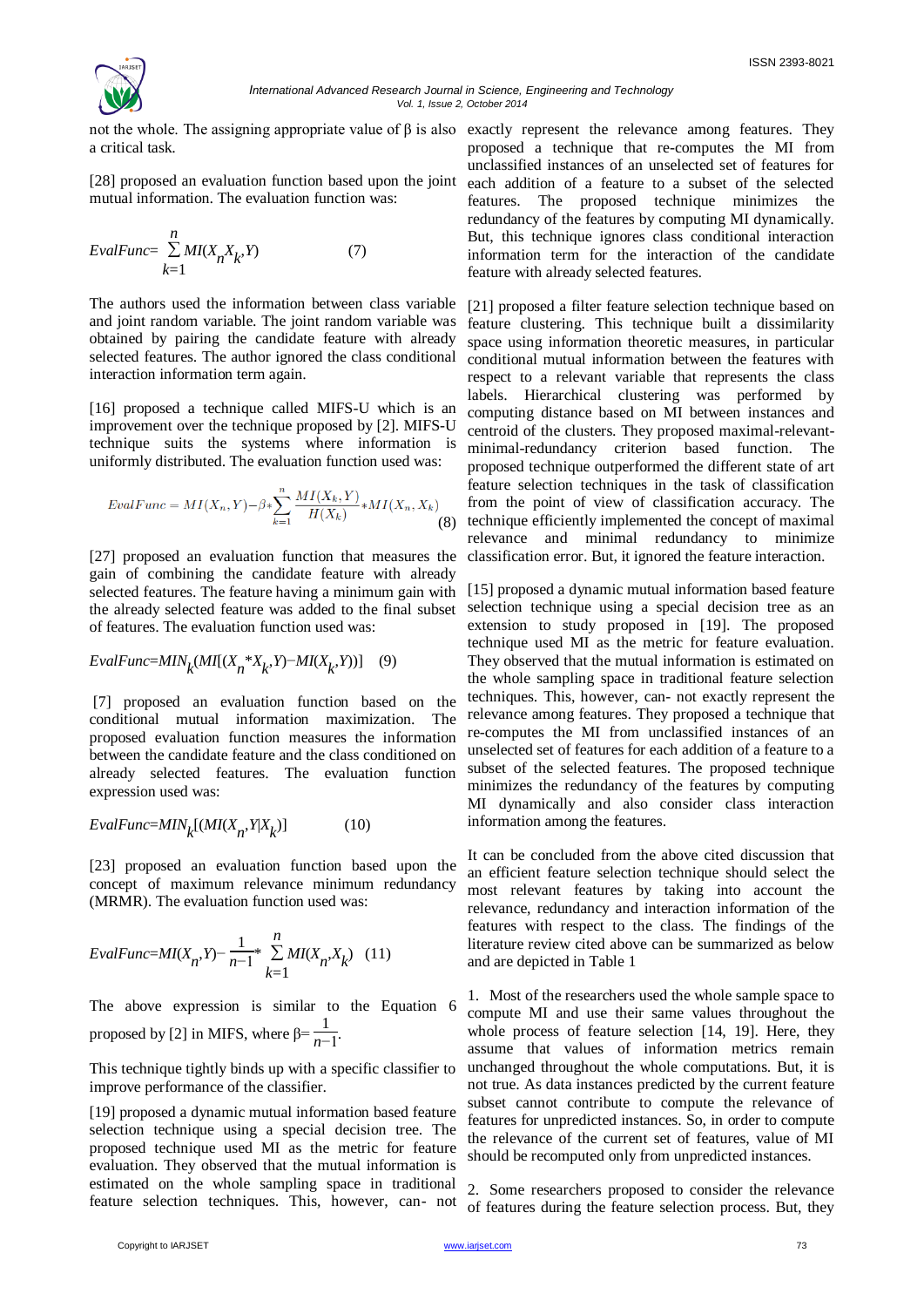not the whole. The assigning appropriate value of β is also a critical task.

[28] proposed an evaluation function based upon the joint mutual information. The evaluation function was:

$$EvalFunc = \sum_{k=1}^{n} MI(X_n X_k, Y) \quad (7)$$

The authors used the information between class variable and joint random variable. The joint random variable was obtained by pairing the candidate feature with already selected features. The author ignored the class conditional interaction information term again.

[16] proposed a technique called MIFS-U which is an improvement over the technique proposed by [2]. MIFS-U technique suits the systems where information is uniformly distributed. The evaluation function used was:

$$EvalFunc = MI(X_n, Y) - \beta * \sum_{k=1}^{n} \frac{MI(X_k, Y)}{H(X_k)} * MI(X_n, X_k) \quad (8)$$

[27] proposed an evaluation function that measures the gain of combining the candidate feature with already selected features. The feature having a minimum gain with the already selected feature was added to the final subset of features. The evaluation function used was:

$$EvalFunc = MIN_k(MI[(X_n * X_k, Y) - MI(X_k, Y))] \quad (9)$$

[7] proposed an evaluation function based on the conditional mutual information maximization. The proposed evaluation function measures the information between the candidate feature and the class conditioned on already selected features. The evaluation function expression used was:

$$EvalFunc = MIN_k[(MI(X_n, Y|X_k)] \quad (10)$$

[23] proposed an evaluation function based upon the concept of maximum relevance minimum redundancy (MRMR). The evaluation function used was:

$$EvalFunc = MI(X_n, Y) - \frac{1}{n-1} * \sum_{k=1}^{n} MI(X_n, X_k) \quad (11)$$

The above expression is similar to the Equation 6 proposed by [2] in MIFS, where $\beta = \frac{1}{n-1}$.

This technique tightly binds up with a specific classifier to improve performance of the classifier.

[19] proposed a dynamic mutual information based feature selection technique using a special decision tree. The proposed technique used MI as the metric for feature evaluation. They observed that the mutual information is estimated on the whole sampling space in traditional feature selection techniques. This, however, can- not exactly represent the relevance among features. They proposed a technique that re-computes the MI from unclassified instances of an unselected set of features for each addition of a feature to a subset of the selected features. The proposed technique minimizes the redundancy of the features by computing MI dynamically. But, this technique ignores class conditional interaction information term for the interaction of the candidate feature with already selected features.

[21] proposed a filter feature selection technique based on feature clustering. This technique built a dissimilarity space using information theoretic measures, in particular conditional mutual information between the features with respect to a relevant variable that represents the class labels. Hierarchical clustering was performed by computing distance based on MI between instances and centroid of the clusters. They proposed maximal-relevant-minimal-redundancy criterion based function. The proposed technique outperformed the different state of art feature selection techniques in the task of classification from the point of view of classification accuracy. The technique efficiently implemented the concept of maximal relevance and minimal redundancy to minimize classification error. But, it ignored the feature interaction.

[15] proposed a dynamic mutual information based feature selection technique using a special decision tree as an extension to study proposed in [19]. The proposed technique used MI as the metric for feature evaluation. They observed that the mutual information is estimated on the whole sampling space in traditional feature selection techniques. This, however, can- not exactly represent the relevance among features. They proposed a technique that re-computes the MI from unclassified instances of an unselected set of features for each addition of a feature to a subset of the selected features. The proposed technique minimizes the redundancy of the features by computing MI dynamically and also consider class interaction information among the features.

It can be concluded from the above cited discussion that an efficient feature selection technique should select the most relevant features by taking into account the relevance, redundancy and interaction information of the features with respect to the class. The findings of the literature review cited above can be summarized as below and are depicted in Table 1

1. Most of the researchers used the whole sample space to compute MI and use their same values throughout the whole process of feature selection [14, 19]. Here, they assume that values of information metrics remain unchanged throughout the whole computations. But, it is not true. As data instances predicted by the current feature subset cannot contribute to compute the relevance of features for unpredicted instances. So, in order to compute the relevance of the current set of features, value of MI should be recomputed only from unpredicted instances.

2. Some researchers proposed to consider the relevance of features during the feature selection process. But, they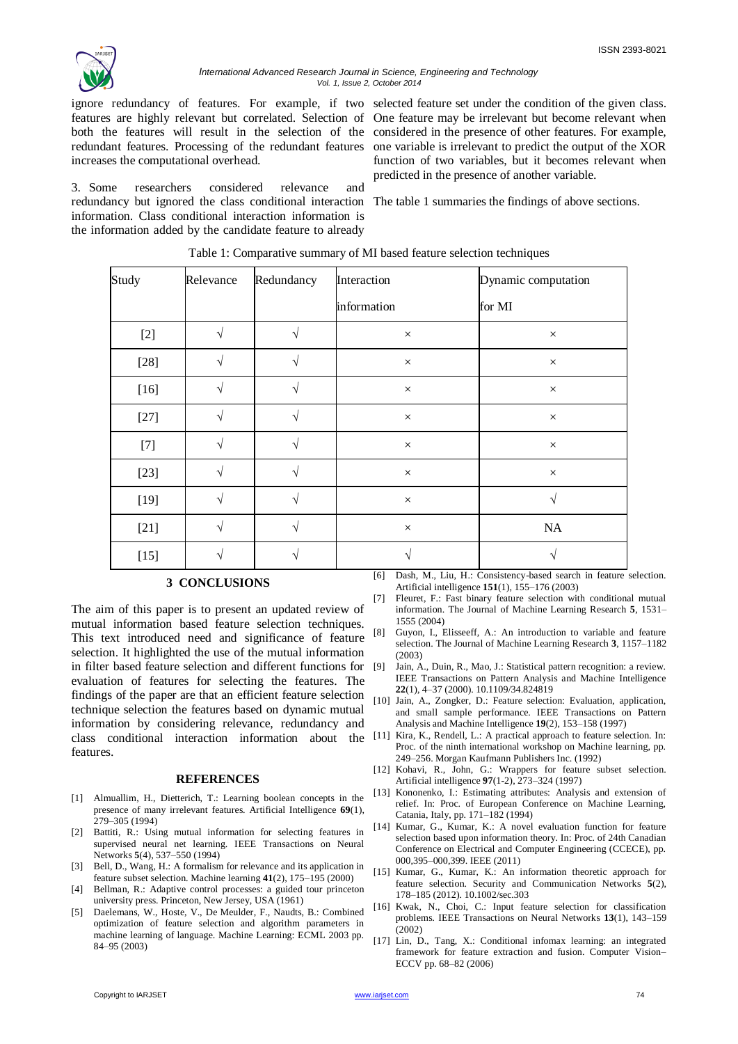ignore redundancy of features. For example, if two features are highly relevant but correlated. Selection of both the features will result in the selection of the redundant features. Processing of the redundant features increases the computational overhead.

3. Some researchers considered relevance and redundancy but ignored the class conditional interaction information. Class conditional interaction information is the information added by the candidate feature to already selected feature set under the condition of the given class. One feature may be irrelevant but become relevant when considered in the presence of other features. For example, one variable is irrelevant to predict the output of the XOR function of two variables, but it becomes relevant when predicted in the presence of another variable.

The table 1 summaries the findings of above sections.

Table 1: Comparative summary of MI based feature selection techniques

| Study | Relevance | Redundancy | Interaction information | Dynamic computation for MI |
|---|---|---|---|---|
| [2] | √ | √ | × | × |
| [28] | √ | √ | × | × |
| [16] | √ | √ | × | × |
| [27] | √ | √ | × | × |
| [7] | √ | √ | × | × |
| [23] | √ | √ | × | × |
| [19] | √ | √ | × | √ |
| [21] | √ | √ | × | NA |
| [15] | √ | √ | √ | √ |

## 3 CONCLUSIONS

The aim of this paper is to present an updated review of mutual information based feature selection techniques. This text introduced need and significance of feature selection. It highlighted the use of the mutual information in filter based feature selection and different functions for evaluation of features for selecting the features. The findings of the paper are that an efficient feature selection technique selection the features based on dynamic mutual information by considering relevance, redundancy and class conditional interaction information about the features.

## REFERENCES

[1] Almuallim, H., Dietterich, T.: Learning boolean concepts in the presence of many irrelevant features. Artificial Intelligence **69**(1), 279–305 (1994)

[2] Battiti, R.: Using mutual information for selecting features in supervised neural net learning. IEEE Transactions on Neural Networks **5**(4), 537–550 (1994)

[3] Bell, D., Wang, H.: A formalism for relevance and its application in feature subset selection. Machine learning **41**(2), 175–195 (2000)

[4] Bellman, R.: Adaptive control processes: a guided tour princeton university press. Princeton, New Jersey, USA (1961)

[5] Daelemans, W., Hoste, V., De Meulder, F., Naudts, B.: Combined optimization of feature selection and algorithm parameters in machine learning of language. Machine Learning: ECML 2003 pp. 84–95 (2003)

[6] Dash, M., Liu, H.: Consistency-based search in feature selection. Artificial intelligence **151**(1), 155–176 (2003)

[7] Fleuret, F.: Fast binary feature selection with conditional mutual information. The Journal of Machine Learning Research **5**, 1531–1555 (2004)

[8] Guyon, I., Elisseeff, A.: An introduction to variable and feature selection. The Journal of Machine Learning Research **3**, 1157–1182 (2003)

[9] Jain, A., Duin, R., Mao, J.: Statistical pattern recognition: a review. IEEE Transactions on Pattern Analysis and Machine Intelligence **22**(1), 4–37 (2000). 10.1109/34.824819

[10] Jain, A., Zongker, D.: Feature selection: Evaluation, application, and small sample performance. IEEE Transactions on Pattern Analysis and Machine Intelligence **19**(2), 153–158 (1997)

[11] Kira, K., Rendell, L.: A practical approach to feature selection. In: Proc. of the ninth international workshop on Machine learning, pp. 249–256. Morgan Kaufmann Publishers Inc. (1992)

[12] Kohavi, R., John, G.: Wrappers for feature subset selection. Artificial intelligence **97**(1-2), 273–324 (1997)

[13] Kononenko, I.: Estimating attributes: Analysis and extension of relief. In: Proc. of European Conference on Machine Learning, Catania, Italy, pp. 171–182 (1994)

[14] Kumar, G., Kumar, K.: A novel evaluation function for feature selection based upon information theory. In: Proc. of 24th Canadian Conference on Electrical and Computer Engineering (CCECE), pp. 000,395–000,399. IEEE (2011)

[15] Kumar, G., Kumar, K.: An information theoretic approach for feature selection. Security and Communication Networks **5**(2), 178–185 (2012). 10.1002/sec.303

[16] Kwak, N., Choi, C.: Input feature selection for classification problems. IEEE Transactions on Neural Networks **13**(1), 143–159 (2002)

[17] Lin, D., Tang, X.: Conditional infomax learning: an integrated framework for feature extraction and fusion. Computer Vision–ECCV pp. 68–82 (2006)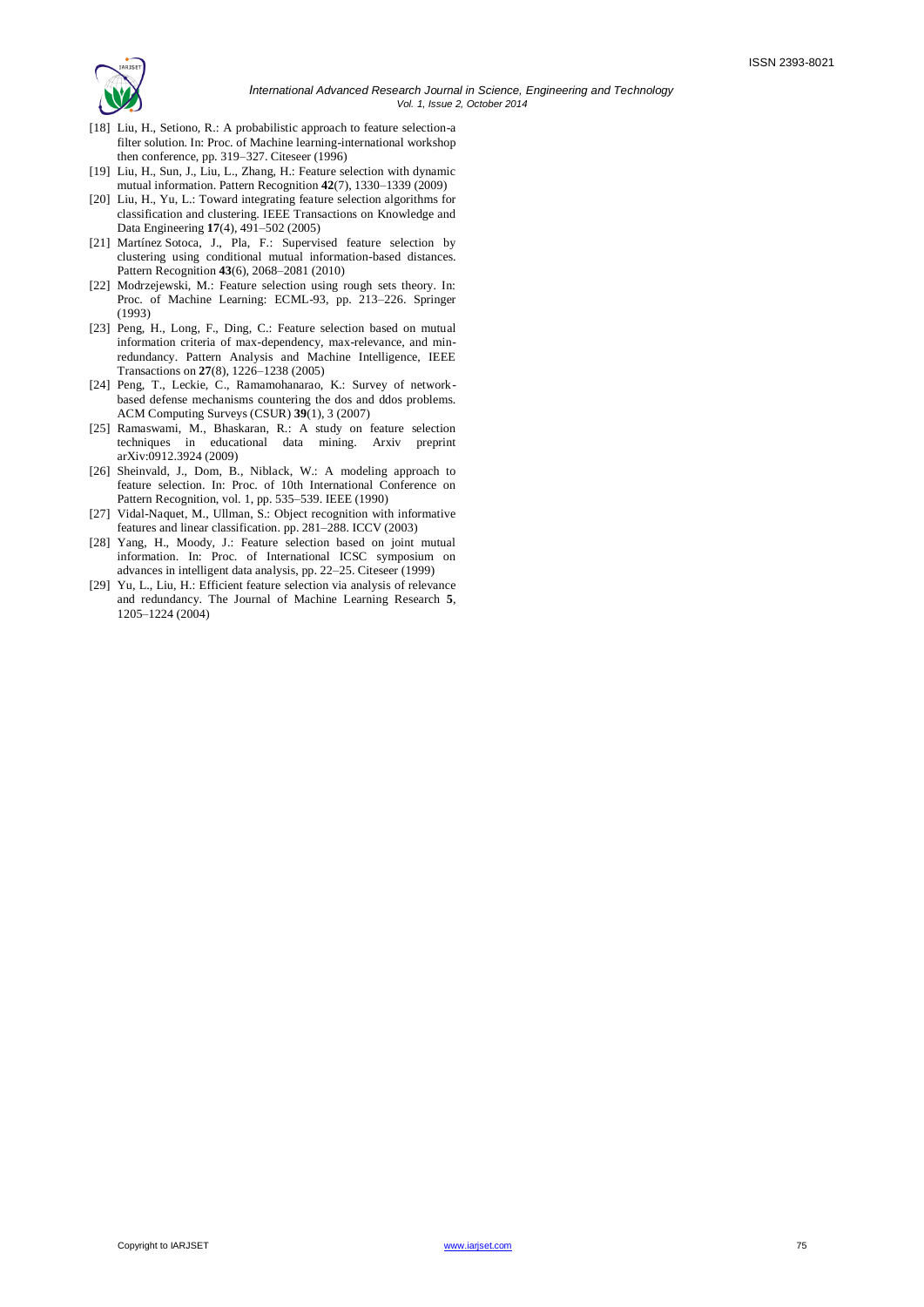[18] Liu, H., Setiono, R.: A probabilistic approach to feature selection-a filter solution. In: Proc. of Machine learning-international workshop then conference, pp. 319–327. Citeseer (1996)

[19] Liu, H., Sun, J., Liu, L., Zhang, H.: Feature selection with dynamic mutual information. Pattern Recognition **42**(7), 1330–1339 (2009)

[20] Liu, H., Yu, L.: Toward integrating feature selection algorithms for classification and clustering. IEEE Transactions on Knowledge and Data Engineering **17**(4), 491–502 (2005)

[21] Martínez Sotoca, J., Pla, F.: Supervised feature selection by clustering using conditional mutual information-based distances. Pattern Recognition **43**(6), 2068–2081 (2010)

[22] Modrzejewski, M.: Feature selection using rough sets theory. In: Proc. of Machine Learning: ECML-93, pp. 213–226. Springer (1993)

[23] Peng, H., Long, F., Ding, C.: Feature selection based on mutual information criteria of max-dependency, max-relevance, and min-redundancy. Pattern Analysis and Machine Intelligence, IEEE Transactions on **27**(8), 1226–1238 (2005)

[24] Peng, T., Leckie, C., Ramamohanarao, K.: Survey of network-based defense mechanisms countering the dos and ddos problems. ACM Computing Surveys (CSUR) **39**(1), 3 (2007)

[25] Ramaswami, M., Bhaskaran, R.: A study on feature selection techniques in educational data mining. Arxiv preprint arXiv:0912.3924 (2009)

[26] Sheinvald, J., Dom, B., Niblack, W.: A modeling approach to feature selection. In: Proc. of 10th International Conference on Pattern Recognition, vol. 1, pp. 535–539. IEEE (1990)

[27] Vidal-Naquet, M., Ullman, S.: Object recognition with informative features and linear classification. pp. 281–288. ICCV (2003)

[28] Yang, H., Moody, J.: Feature selection based on joint mutual information. In: Proc. of International ICSC symposium on advances in intelligent data analysis, pp. 22–25. Citeseer (1999)

[29] Yu, L., Liu, H.: Efficient feature selection via analysis of relevance and redundancy. The Journal of Machine Learning Research **5**, 1205–1224 (2004)